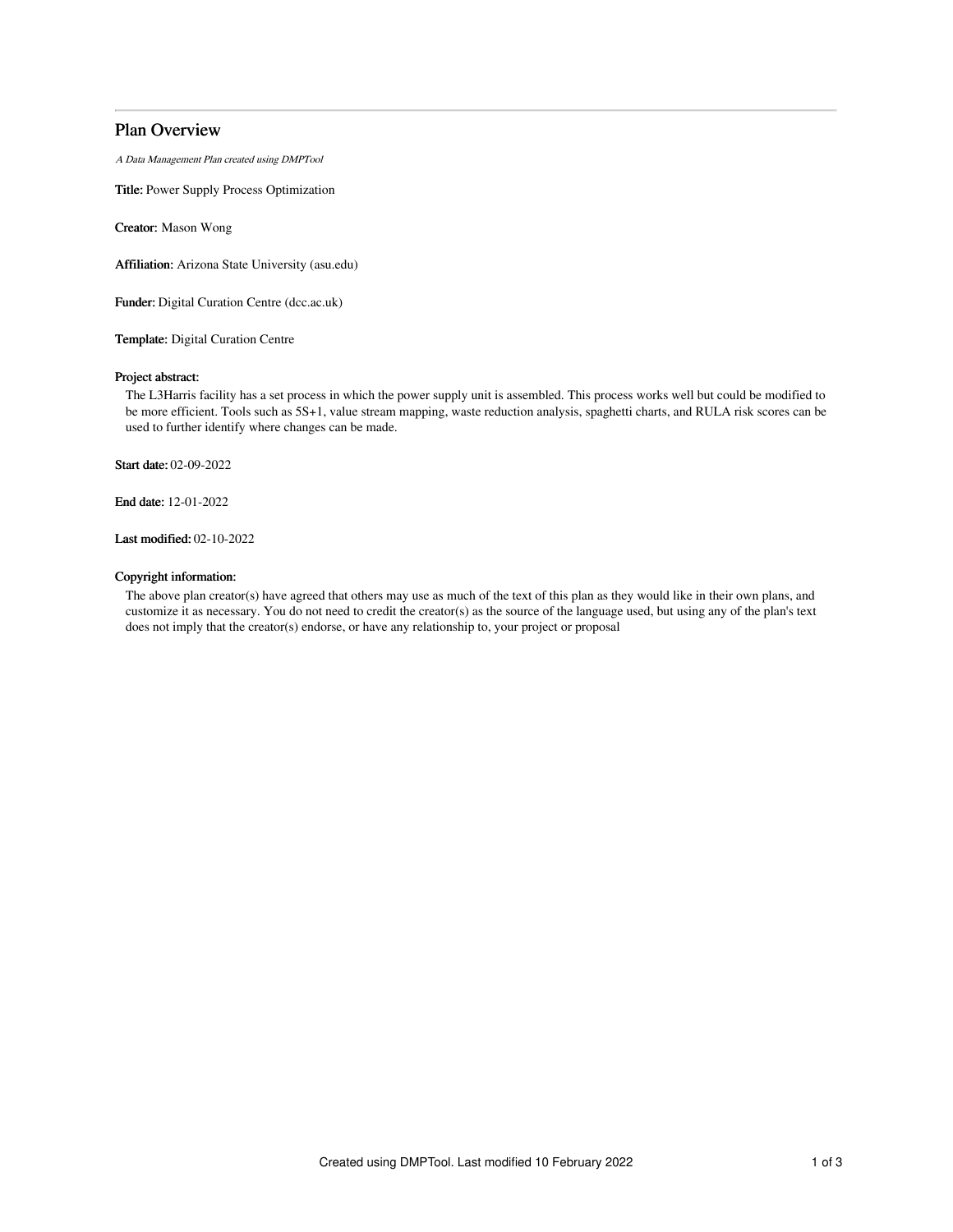# Plan Overview

*A Data Management Plan created using DMPTool*

**Title:** Power Supply Process Optimization

**Creator:** Mason Wong

**Affiliation:** Arizona State University (asu.edu)

**Funder:** Digital Curation Centre (dcc.ac.uk)

**Template:** Digital Curation Centre

**Project abstract:**

The L3Harris facility has a set process in which the power supply unit is assembled. This process works well but could be modified to be more efficient. Tools such as 5S+1, value stream mapping, waste reduction analysis, spaghetti charts, and RULA risk scores can be used to further identify where changes can be made.

**Start date:** 02-09-2022

**End date:** 12-01-2022

**Last modified:** 02-10-2022

**Copyright information:**

The above plan creator(s) have agreed that others may use as much of the text of this plan as they would like in their own plans, and customize it as necessary. You do not need to credit the creator(s) as the source of the language used, but using any of the plan's text does not imply that the creator(s) endorse, or have any relationship to, your project or proposal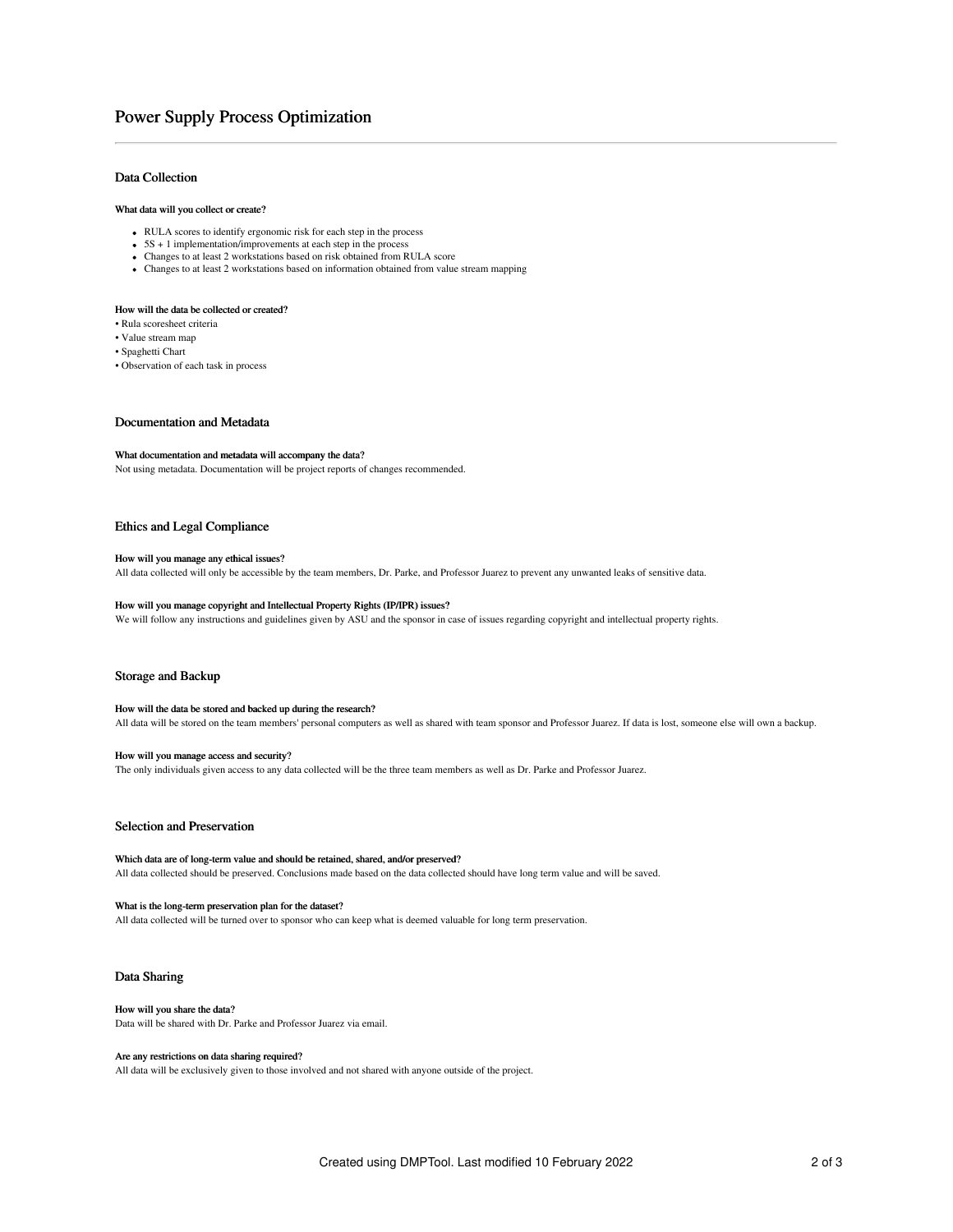# Power Supply Process Optimization

## Data Collection

#### What data will you collect or create?

- RULA scores to identify ergonomic risk for each step in the process
- 5S + 1 implementation/improvements at each step in the process
- Changes to at least 2 workstations based on risk obtained from RULA score
- Changes to at least 2 workstations based on information obtained from value stream mapping

#### How will the data be collected or created?

• Rula scoresheet criteria
• Value stream map
• Spaghetti Chart
• Observation of each task in process

## Documentation and Metadata

#### What documentation and metadata will accompany the data?

Not using metadata. Documentation will be project reports of changes recommended.

## Ethics and Legal Compliance

#### How will you manage any ethical issues?

All data collected will only be accessible by the team members, Dr. Parke, and Professor Juarez to prevent any unwanted leaks of sensitive data.

#### How will you manage copyright and Intellectual Property Rights (IP/IPR) issues?

We will follow any instructions and guidelines given by ASU and the sponsor in case of issues regarding copyright and intellectual property rights.

## Storage and Backup

#### How will the data be stored and backed up during the research?

All data will be stored on the team members' personal computers as well as shared with team sponsor and Professor Juarez. If data is lost, someone else will own a backup.

#### How will you manage access and security?

The only individuals given access to any data collected will be the three team members as well as Dr. Parke and Professor Juarez.

## Selection and Preservation

#### Which data are of long-term value and should be retained, shared, and/or preserved?

All data collected should be preserved. Conclusions made based on the data collected should have long term value and will be saved.

#### What is the long-term preservation plan for the dataset?

All data collected will be turned over to sponsor who can keep what is deemed valuable for long term preservation.

## Data Sharing

#### How will you share the data?

Data will be shared with Dr. Parke and Professor Juarez via email.

#### Are any restrictions on data sharing required?

All data will be exclusively given to those involved and not shared with anyone outside of the project.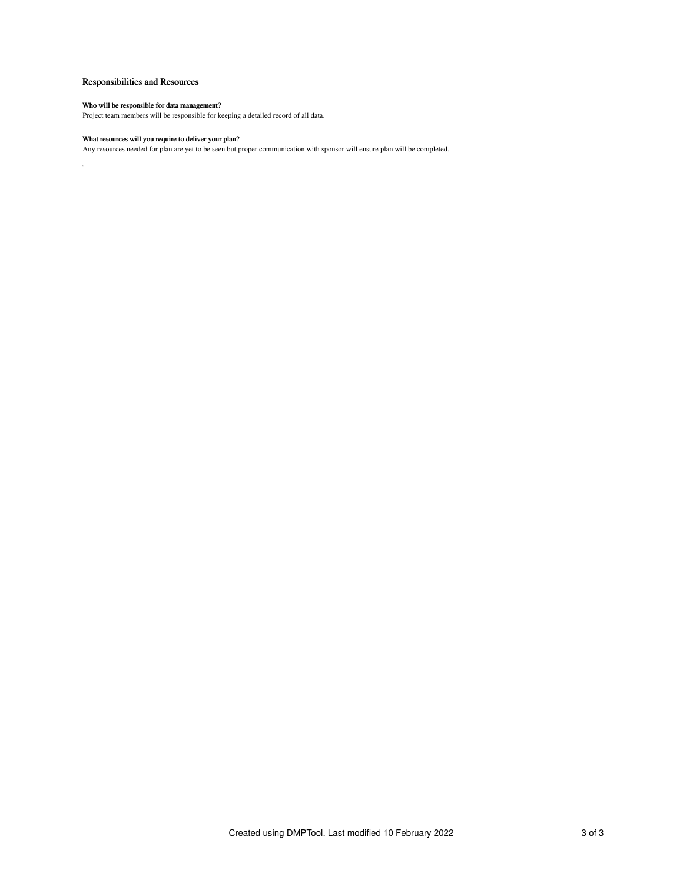## Responsibilities and Resources

**Who will be responsible for data management?**

Project team members will be responsible for keeping a detailed record of all data.

**What resources will you require to deliver your plan?**

Any resources needed for plan are yet to be seen but proper communication with sponsor will ensure plan will be completed.

.